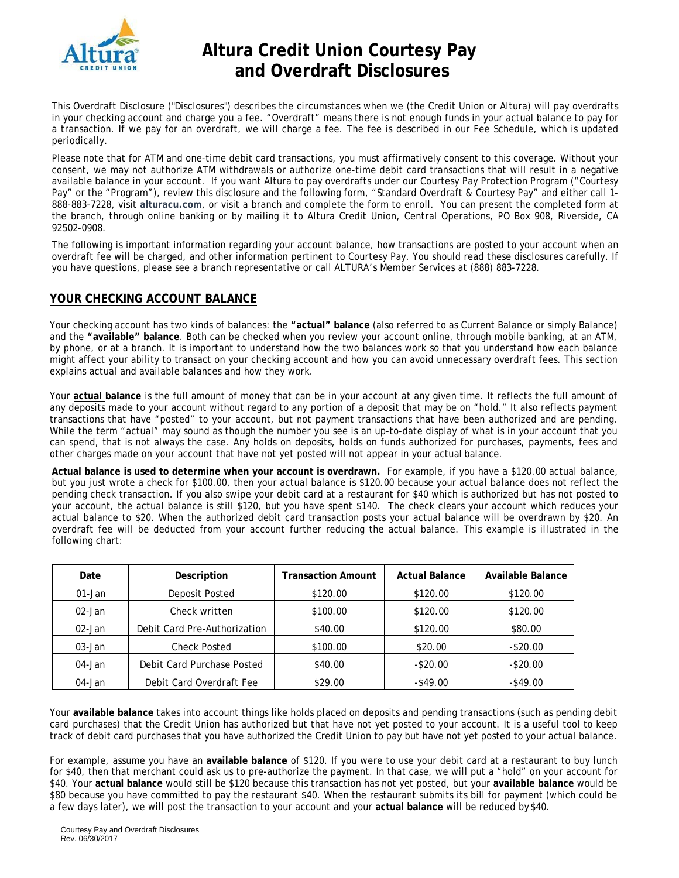# Altura Credit Union Courtesy Pay and Overdraft Disclosures

This Overdraft Disclosure ("Disclosures") describes the circumstances when we (the Credit Union or Altura) will pay overdrafts in your checking account and charge you a fee. "Overdraft" means there is not enough funds in your actual balance to pay for a transaction. If we pay for an overdraft, we will charge a fee. The fee is described in our Fee Schedule, which is updated periodically.

Please note that for ATM and one-time debit card transactions, you must affirmatively consent to this coverage. Without your consent, we may not authorize ATM withdrawals or authorize one-time debit card transactions that will result in a negative available balance in your account. If you want Altura to pay overdrafts under our Courtesy Pay Protection Program ("Courtesy Pay" or the "Program"), review this disclosure and the following form, "Standard Overdraft & Courtesy Pay" and either call 1-888-883-7228, visit **alturacu.com**, or visit a branch and complete the form to enroll. You can present the completed form at the branch, through online banking or by mailing it to Altura Credit Union, Central Operations, PO Box 908, Riverside, CA 92502-0908.

The following is important information regarding your account balance, how transactions are posted to your account when an overdraft fee will be charged, and other information pertinent to Courtesy Pay. You should read these disclosures carefully. If you have questions, please see a branch representative or call ALTURA's Member Services at (888) 883-7228.

## YOUR CHECKING ACCOUNT BALANCE

Your checking account has two kinds of balances: the **"actual" balance** (also referred to as Current Balance or simply Balance) and the **"available" balance**. Both can be checked when you review your account online, through mobile banking, at an ATM, by phone, or at a branch. It is important to understand how the two balances work so that you understand how each balance might affect your ability to transact on your checking account and how you can avoid unnecessary overdraft fees. This section explains actual and available balances and how they work.

Your **actual balance** is the full amount of money that can be in your account at any given time. It reflects the full amount of any deposits made to your account without regard to any portion of a deposit that may be on "hold." It also reflects payment transactions that have "posted" to your account, but not payment transactions that have been authorized and are pending. While the term "actual" may sound as though the number you see is an up-to-date display of what is in your account that you can spend, that is not always the case. Any holds on deposits, holds on funds authorized for purchases, payments, fees and other charges made on your account that have not yet posted will not appear in your actual balance.

**Actual balance is used to determine when your account is overdrawn.** For example, if you have a $120.00 actual balance, but you just wrote a check for $100.00, then your actual balance is $120.00 because your actual balance does not reflect the pending check transaction. If you also swipe your debit card at a restaurant for $40 which is authorized but has not posted to your account, the actual balance is still $120, but you have spent $140. The check clears your account which reduces your actual balance to $20. When the authorized debit card transaction posts your actual balance will be overdrawn by $20. An overdraft fee will be deducted from your account further reducing the actual balance. This example is illustrated in the following chart:

| Date | Description | Transaction Amount | Actual Balance | Available Balance |
|---|---|---|---|---|
| 01-Jan | Deposit Posted | $120.00 | $120.00 | $120.00 |
| 02-Jan | Check written | $100.00 | $120.00 | $120.00 |
| 02-Jan | Debit Card Pre-Authorization | $40.00 | $120.00 | $80.00 |
| 03-Jan | Check Posted | $100.00 | $20.00 | -$20.00 |
| 04-Jan | Debit Card Purchase Posted | $40.00 | -$20.00 | -$20.00 |
| 04-Jan | Debit Card Overdraft Fee | $29.00 | -$49.00 | -$49.00 |

Your **available balance** takes into account things like holds placed on deposits and pending transactions (such as pending debit card purchases) that the Credit Union has authorized but that have not yet posted to your account. It is a useful tool to keep track of debit card purchases that you have authorized the Credit Union to pay but have not yet posted to your actual balance.

For example, assume you have an **available balance** of $120. If you were to use your debit card at a restaurant to buy lunch for $40, then that merchant could ask us to pre-authorize the payment. In that case, we will put a "hold" on your account for $40. Your **actual balance** would still be $120 because this transaction has not yet posted, but your **available balance** would be $80 because you have committed to pay the restaurant $40. When the restaurant submits its bill for payment (which could be a few days later), we will post the transaction to your account and your **actual balance** will be reduced by $40.

Courtesy Pay and Overdraft Disclosures
Rev. 06/30/2017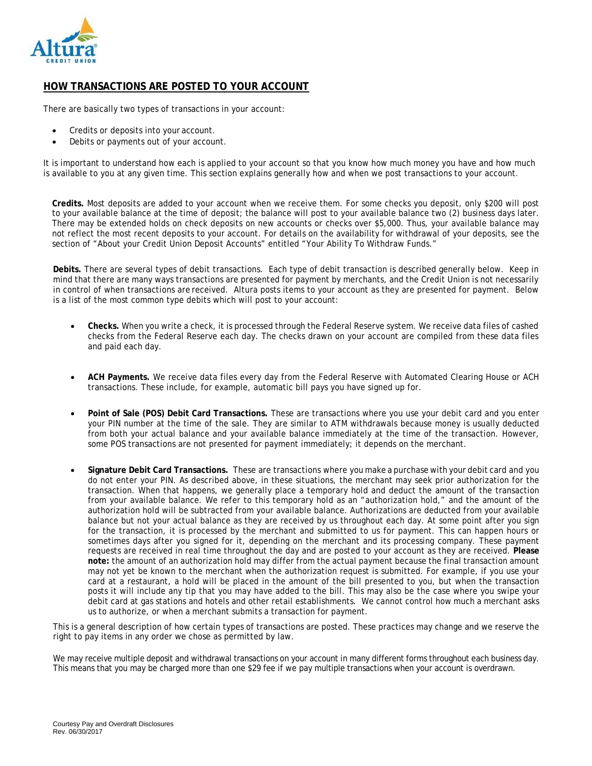## HOW TRANSACTIONS ARE POSTED TO YOUR ACCOUNT

There are basically two types of transactions in your account:

- Credits or deposits into your account.
- Debits or payments out of your account.

It is important to understand how each is applied to your account so that you know how much money you have and how much is available to you at any given time. This section explains generally how and when we post transactions to your account.

**Credits.** Most deposits are added to your account when we receive them. For some checks you deposit, only $200 will post to your available balance at the time of deposit; the balance will post to your available balance two (2) business days later. There may be extended holds on check deposits on new accounts or checks over $5,000. Thus, your available balance may not reflect the most recent deposits to your account. For details on the availability for withdrawal of your deposits, see the section of "About your Credit Union Deposit Accounts" entitled "Your Ability To Withdraw Funds."

**Debits.** There are several types of debit transactions. Each type of debit transaction is described generally below. Keep in mind that there are many ways transactions are presented for payment by merchants, and the Credit Union is not necessarily in control of when transactions are received. Altura posts items to your account as they are presented for payment. Below is a list of the most common type debits which will post to your account:

- **Checks.** When you write a check, it is processed through the Federal Reserve system. We receive data files of cashed checks from the Federal Reserve each day. The checks drawn on your account are compiled from these data files and paid each day.

- **ACH Payments.** We receive data files every day from the Federal Reserve with Automated Clearing House or ACH transactions. These include, for example, automatic bill pays you have signed up for.

- **Point of Sale (POS) Debit Card Transactions.** These are transactions where you use your debit card and you enter your PIN number at the time of the sale. They are similar to ATM withdrawals because money is usually deducted from both your actual balance and your available balance immediately at the time of the transaction. However, some POS transactions are not presented for payment immediately; it depends on the merchant.

- **Signature Debit Card Transactions.** These are transactions where you make a purchase with your debit card and you do not enter your PIN. As described above, in these situations, the merchant may seek prior authorization for the transaction. When that happens, we generally place a temporary hold and deduct the amount of the transaction from your available balance. We refer to this temporary hold as an "authorization hold," and the amount of the authorization hold will be subtracted from your available balance. Authorizations are deducted from your available balance but not your actual balance as they are received by us throughout each day. At some point after you sign for the transaction, it is processed by the merchant and submitted to us for payment. This can happen hours or sometimes days after you signed for it, depending on the merchant and its processing company. These payment requests are received in real time throughout the day and are posted to your account as they are received. **Please note:** the amount of an authorization hold may differ from the actual payment because the final transaction amount may not yet be known to the merchant when the authorization request is submitted. For example, if you use your card at a restaurant, a hold will be placed in the amount of the bill presented to you, but when the transaction posts it will include any tip that you may have added to the bill. This may also be the case where you swipe your debit card at gas stations and hotels and other retail establishments. We cannot control how much a merchant asks us to authorize, or when a merchant submits a transaction for payment.

This is a general description of how certain types of transactions are posted. These practices may change and we reserve the right to pay items in any order we chose as permitted by law.

We may receive multiple deposit and withdrawal transactions on your account in many different forms throughout each business day. This means that you may be charged more than one $29 fee if we pay multiple transactions when your account is overdrawn.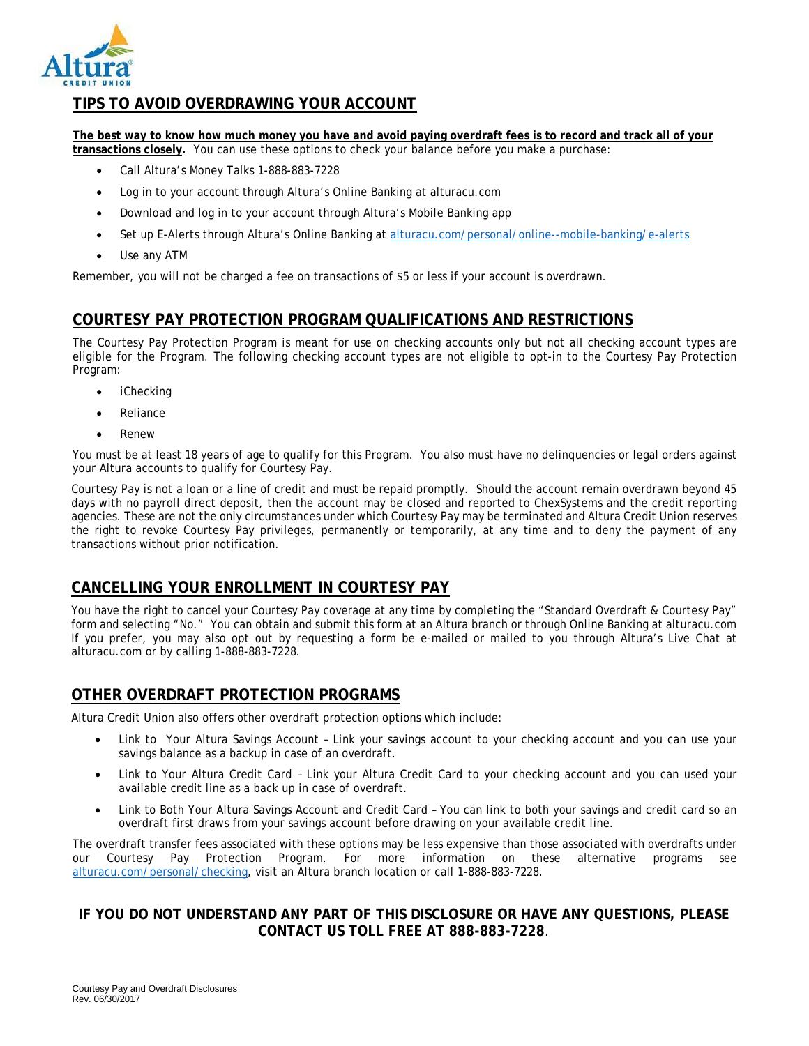## TIPS TO AVOID OVERDRAWING YOUR ACCOUNT

**The best way to know how much money you have and avoid paying overdraft fees is to record and track all of your transactions closely.** You can use these options to check your balance before you make a purchase:

- Call Altura's Money Talks 1-888-883-7228
- Log in to your account through Altura's Online Banking at alturacu.com
- Download and log in to your account through Altura's Mobile Banking app
- Set up E-Alerts through Altura's Online Banking at alturacu.com/personal/online--mobile-banking/e-alerts
- Use any ATM

Remember, you will not be charged a fee on transactions of $5 or less if your account is overdrawn.

## COURTESY PAY PROTECTION PROGRAM QUALIFICATIONS AND RESTRICTIONS

The Courtesy Pay Protection Program is meant for use on checking accounts only but not all checking account types are eligible for the Program. The following checking account types are not eligible to opt-in to the Courtesy Pay Protection Program:

- iChecking
- Reliance
- Renew

You must be at least 18 years of age to qualify for this Program. You also must have no delinquencies or legal orders against your Altura accounts to qualify for Courtesy Pay.

Courtesy Pay is not a loan or a line of credit and must be repaid promptly. Should the account remain overdrawn beyond 45 days with no payroll direct deposit, then the account may be closed and reported to ChexSystems and the credit reporting agencies. These are not the only circumstances under which Courtesy Pay may be terminated and Altura Credit Union reserves the right to revoke Courtesy Pay privileges, permanently or temporarily, at any time and to deny the payment of any transactions without prior notification.

## CANCELLING YOUR ENROLLMENT IN COURTESY PAY

You have the right to cancel your Courtesy Pay coverage at any time by completing the "Standard Overdraft & Courtesy Pay" form and selecting "No." You can obtain and submit this form at an Altura branch or through Online Banking at alturacu.com If you prefer, you may also opt out by requesting a form be e-mailed or mailed to you through Altura's Live Chat at alturacu.com or by calling 1-888-883-7228.

## OTHER OVERDRAFT PROTECTION PROGRAMS

Altura Credit Union also offers other overdraft protection options which include:

- Link to Your Altura Savings Account – Link your savings account to your checking account and you can use your savings balance as a backup in case of an overdraft.
- Link to Your Altura Credit Card – Link your Altura Credit Card to your checking account and you can used your available credit line as a back up in case of overdraft.
- Link to Both Your Altura Savings Account and Credit Card – You can link to both your savings and credit card so an overdraft first draws from your savings account before drawing on your available credit line.

The overdraft transfer fees associated with these options may be less expensive than those associated with overdrafts under our Courtesy Pay Protection Program. For more information on these alternative programs see alturacu.com/personal/checking, visit an Altura branch location or call 1-888-883-7228.

**IF YOU DO NOT UNDERSTAND ANY PART OF THIS DISCLOSURE OR HAVE ANY QUESTIONS, PLEASE CONTACT US TOLL FREE AT 888-883-7228.**

Courtesy Pay and Overdraft Disclosures
Rev. 06/30/2017